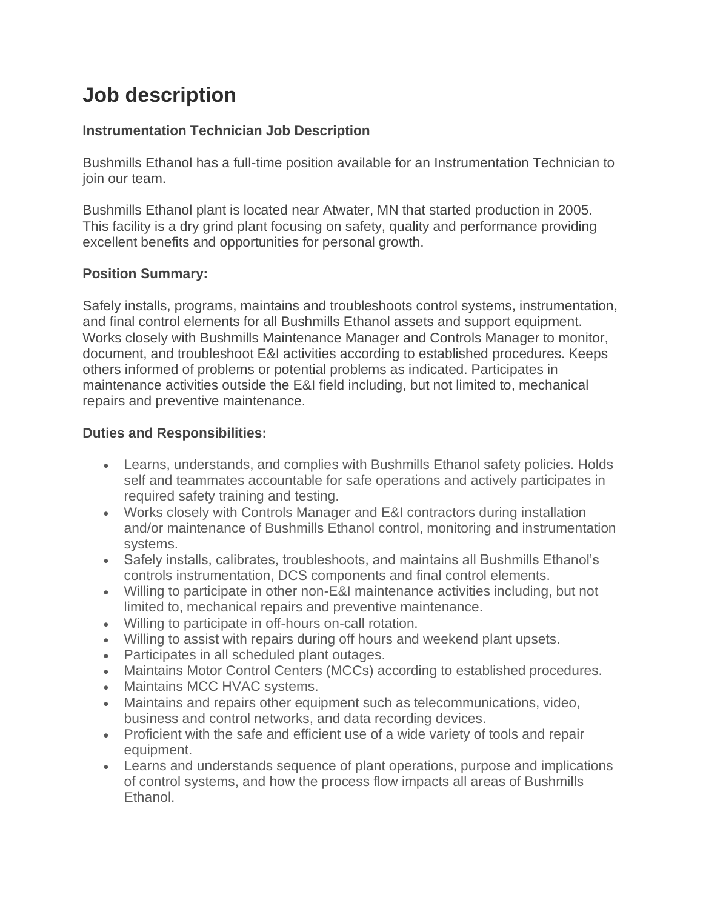# Job description

### Instrumentation Technician Job Description

Bushmills Ethanol has a full-time position available for an Instrumentation Technician to join our team.

Bushmills Ethanol plant is located near Atwater, MN that started production in 2005. This facility is a dry grind plant focusing on safety, quality and performance providing excellent benefits and opportunities for personal growth.

### Position Summary:

Safely installs, programs, maintains and troubleshoots control systems, instrumentation, and final control elements for all Bushmills Ethanol assets and support equipment. Works closely with Bushmills Maintenance Manager and Controls Manager to monitor, document, and troubleshoot E&I activities according to established procedures. Keeps others informed of problems or potential problems as indicated. Participates in maintenance activities outside the E&I field including, but not limited to, mechanical repairs and preventive maintenance.

### Duties and Responsibilities:

- Learns, understands, and complies with Bushmills Ethanol safety policies. Holds self and teammates accountable for safe operations and actively participates in required safety training and testing.
- Works closely with Controls Manager and E&I contractors during installation and/or maintenance of Bushmills Ethanol control, monitoring and instrumentation systems.
- Safely installs, calibrates, troubleshoots, and maintains all Bushmills Ethanol's controls instrumentation, DCS components and final control elements.
- Willing to participate in other non-E&I maintenance activities including, but not limited to, mechanical repairs and preventive maintenance.
- Willing to participate in off-hours on-call rotation.
- Willing to assist with repairs during off hours and weekend plant upsets.
- Participates in all scheduled plant outages.
- Maintains Motor Control Centers (MCCs) according to established procedures.
- Maintains MCC HVAC systems.
- Maintains and repairs other equipment such as telecommunications, video, business and control networks, and data recording devices.
- Proficient with the safe and efficient use of a wide variety of tools and repair equipment.
- Learns and understands sequence of plant operations, purpose and implications of control systems, and how the process flow impacts all areas of Bushmills Ethanol.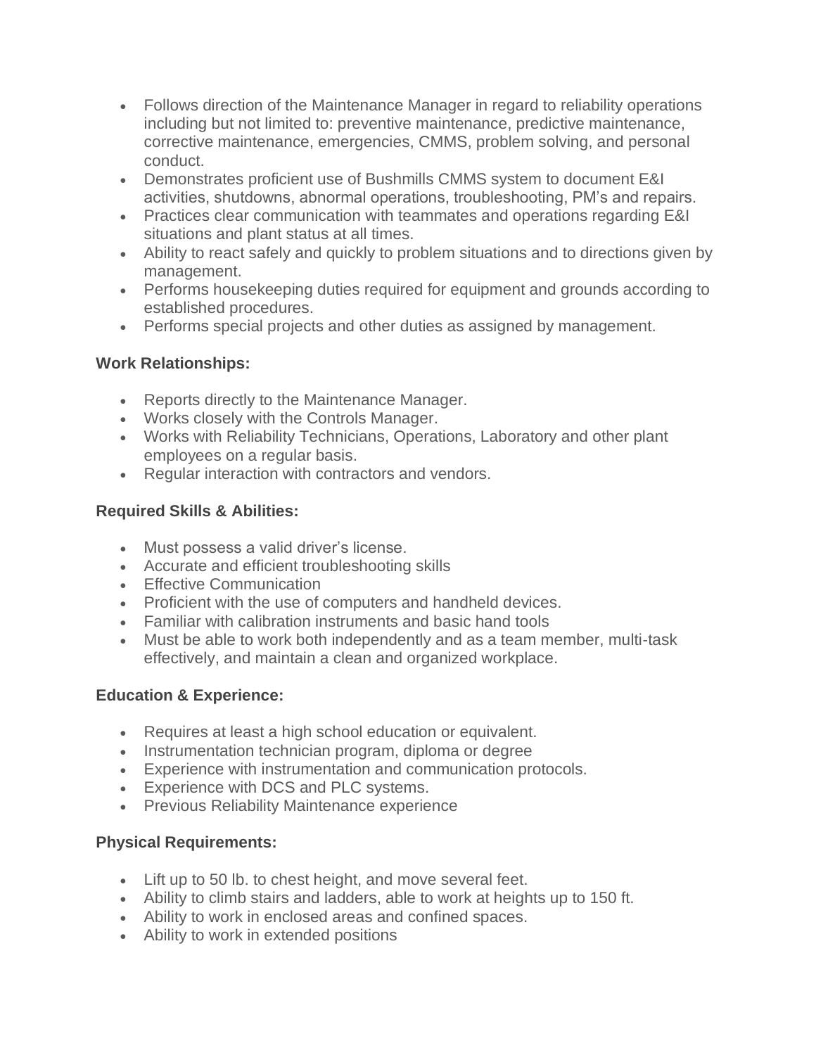- Follows direction of the Maintenance Manager in regard to reliability operations including but not limited to: preventive maintenance, predictive maintenance, corrective maintenance, emergencies, CMMS, problem solving, and personal conduct.
- Demonstrates proficient use of Bushmills CMMS system to document E&I activities, shutdowns, abnormal operations, troubleshooting, PM's and repairs.
- Practices clear communication with teammates and operations regarding E&I situations and plant status at all times.
- Ability to react safely and quickly to problem situations and to directions given by management.
- Performs housekeeping duties required for equipment and grounds according to established procedures.
- Performs special projects and other duties as assigned by management.

**Work Relationships:**

- Reports directly to the Maintenance Manager.
- Works closely with the Controls Manager.
- Works with Reliability Technicians, Operations, Laboratory and other plant employees on a regular basis.
- Regular interaction with contractors and vendors.

**Required Skills & Abilities:**

- Must possess a valid driver's license.
- Accurate and efficient troubleshooting skills
- Effective Communication
- Proficient with the use of computers and handheld devices.
- Familiar with calibration instruments and basic hand tools
- Must be able to work both independently and as a team member, multi-task effectively, and maintain a clean and organized workplace.

**Education & Experience:**

- Requires at least a high school education or equivalent.
- Instrumentation technician program, diploma or degree
- Experience with instrumentation and communication protocols.
- Experience with DCS and PLC systems.
- Previous Reliability Maintenance experience

**Physical Requirements:**

- Lift up to 50 lb. to chest height, and move several feet.
- Ability to climb stairs and ladders, able to work at heights up to 150 ft.
- Ability to work in enclosed areas and confined spaces.
- Ability to work in extended positions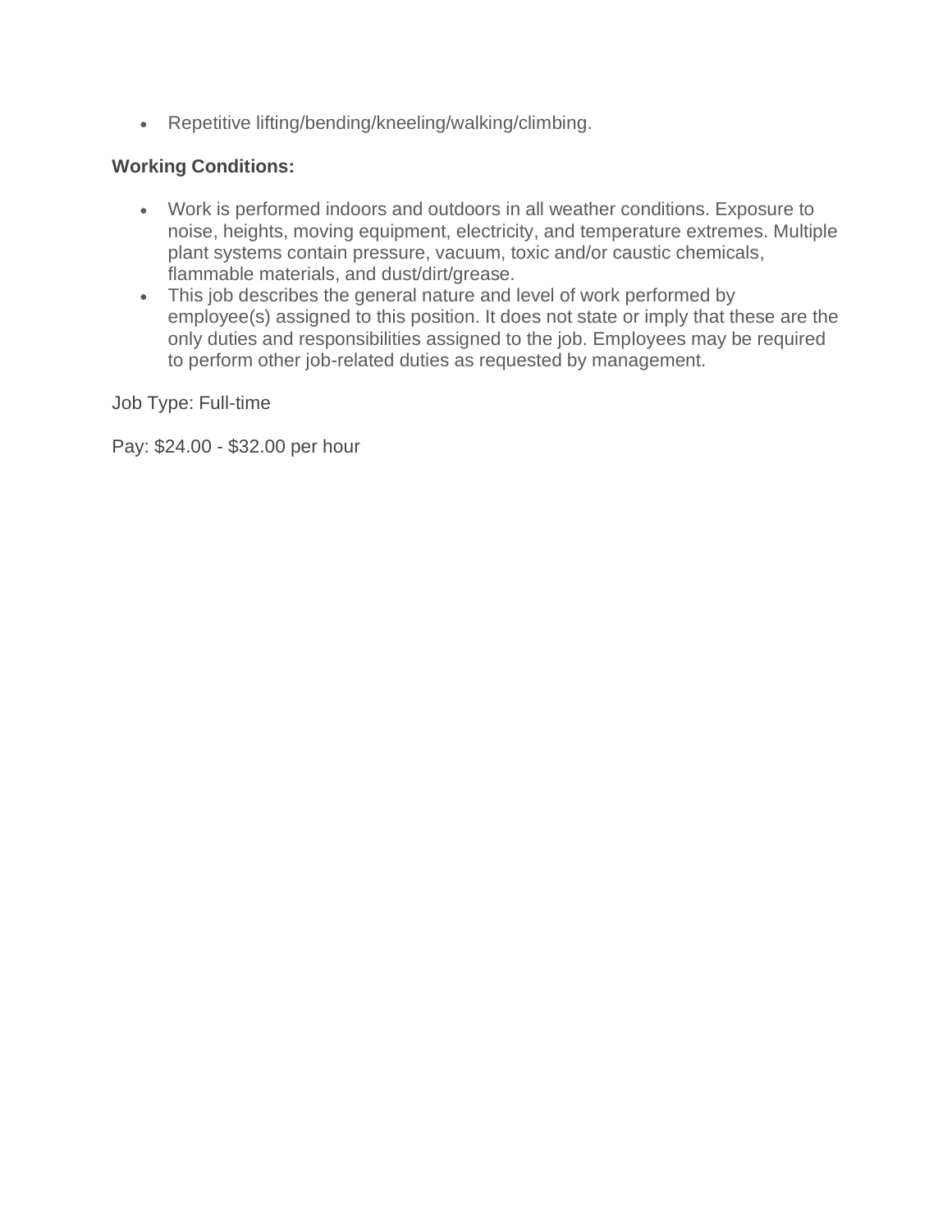- Repetitive lifting/bending/kneeling/walking/climbing.

**Working Conditions:**

- Work is performed indoors and outdoors in all weather conditions. Exposure to noise, heights, moving equipment, electricity, and temperature extremes. Multiple plant systems contain pressure, vacuum, toxic and/or caustic chemicals, flammable materials, and dust/dirt/grease.
- This job describes the general nature and level of work performed by employee(s) assigned to this position. It does not state or imply that these are the only duties and responsibilities assigned to the job. Employees may be required to perform other job-related duties as requested by management.

Job Type: Full-time

Pay: $24.00 - $32.00 per hour